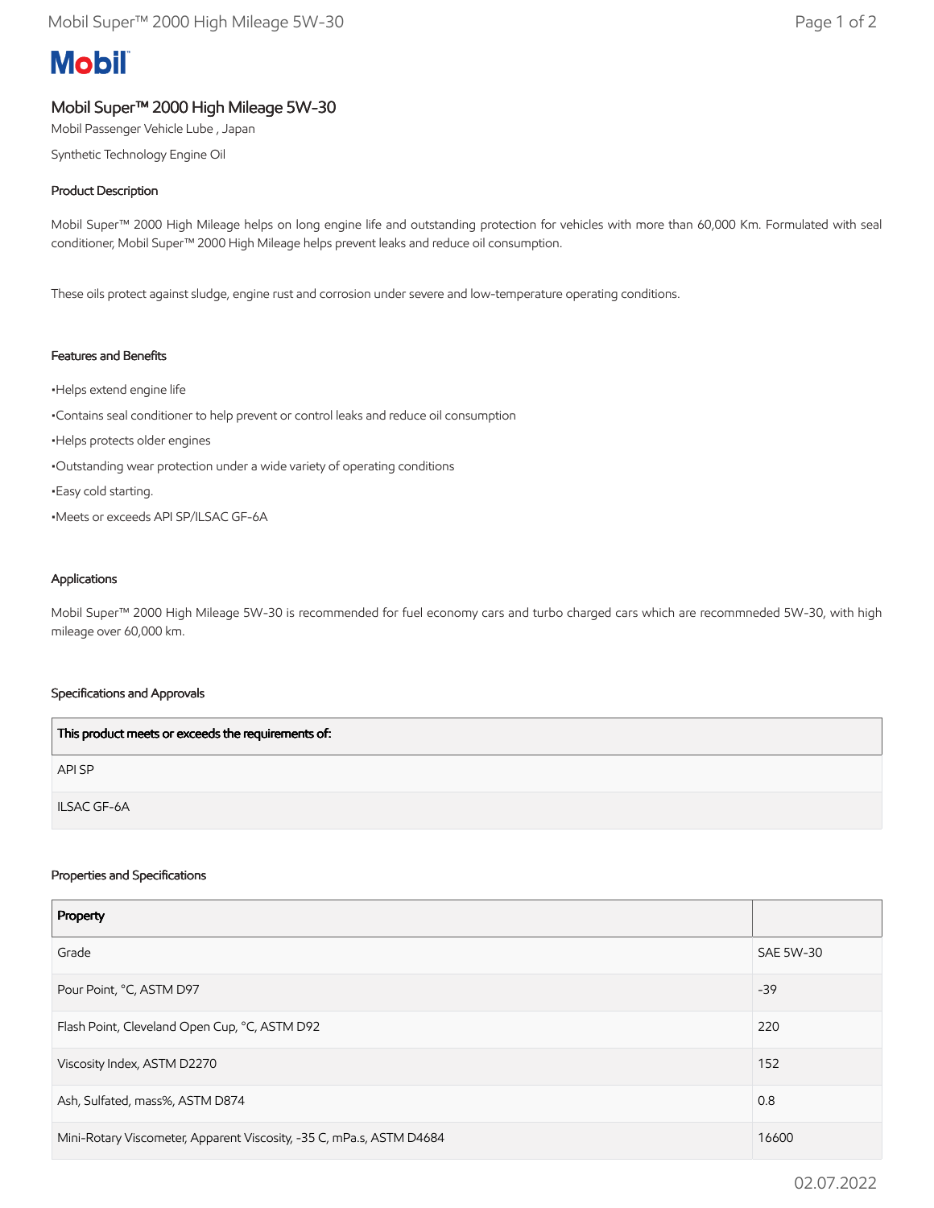# Mobil

## Mobil Super™ 2000 High Mileage 5W-30

Mobil Passenger Vehicle Lube , Japan

Synthetic Technology Engine Oil

### Product Description

Mobil Super™ 2000 High Mileage helps on long engine life and outstanding protection for vehicles with more than 60,000 Km. Formulated with seal conditioner, Mobil Super™ 2000 High Mileage helps prevent leaks and reduce oil consumption.

These oils protect against sludge, engine rust and corrosion under severe and low-temperature operating conditions.

### Features and Benefits

- Helps extend engine life
- Contains seal conditioner to help prevent or control leaks and reduce oil consumption
- Helps protects older engines
- Outstanding wear protection under a wide variety of operating conditions
- Easy cold starting.
- Meets or exceeds API SP/ILSAC GF-6A

### Applications

Mobil Super™ 2000 High Mileage 5W-30 is recommended for fuel economy cars and turbo charged cars which are recommneded 5W-30, with high mileage over 60,000 km.

### Specifications and Approvals

| This product meets or exceeds the requirements of: |
|---|
| API SP |
| ILSAC GF-6A |

### Properties and Specifications

| Property | |
|---|---|
| Grade | SAE 5W-30 |
| Pour Point, °C, ASTM D97 | -39 |
| Flash Point, Cleveland Open Cup, °C, ASTM D92 | 220 |
| Viscosity Index, ASTM D2270 | 152 |
| Ash, Sulfated, mass%, ASTM D874 | 0.8 |
| Mini-Rotary Viscometer, Apparent Viscosity, -35 C, mPa.s, ASTM D4684 | 16600 |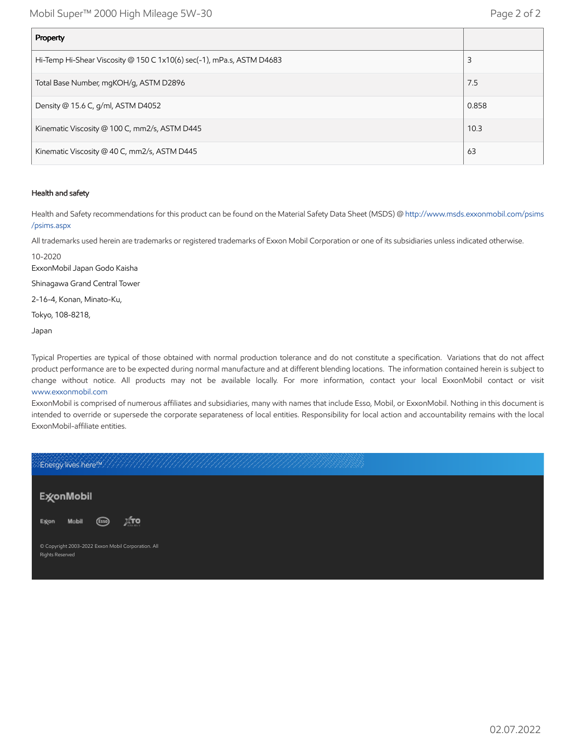| Property | |
|---|---|
| Hi-Temp Hi-Shear Viscosity @ 150 C 1x10(6) sec(-1), mPa.s, ASTM D4683 | 3 |
| Total Base Number, mgKOH/g, ASTM D2896 | 7.5 |
| Density @ 15.6 C, g/ml, ASTM D4052 | 0.858 |
| Kinematic Viscosity @ 100 C, mm2/s, ASTM D445 | 10.3 |
| Kinematic Viscosity @ 40 C, mm2/s, ASTM D445 | 63 |

### Health and safety

Health and Safety recommendations for this product can be found on the Material Safety Data Sheet (MSDS) @ http://www.msds.exxonmobil.com/psims/psims.aspx

All trademarks used herein are trademarks or registered trademarks of Exxon Mobil Corporation or one of its subsidiaries unless indicated otherwise.

10-2020

ExxonMobil Japan Godo Kaisha

Shinagawa Grand Central Tower

2-16-4, Konan, Minato-Ku,

Tokyo, 108-8218,

Japan

Typical Properties are typical of those obtained with normal production tolerance and do not constitute a specification. Variations that do not affect product performance are to be expected during normal manufacture and at different blending locations. The information contained herein is subject to change without notice. All products may not be available locally. For more information, contact your local ExxonMobil contact or visit www.exxonmobil.com

ExxonMobil is comprised of numerous affiliates and subsidiaries, many with names that include Esso, Mobil, or ExxonMobil. Nothing in this document is intended to override or supersede the corporate separateness of local entities. Responsibility for local action and accountability remains with the local ExxonMobil-affiliate entities.

Energy lives here™

ExxonMobil

Exxon Mobil Esso XTO

© Copyright 2003-2022 Exxon Mobil Corporation. All Rights Reserved